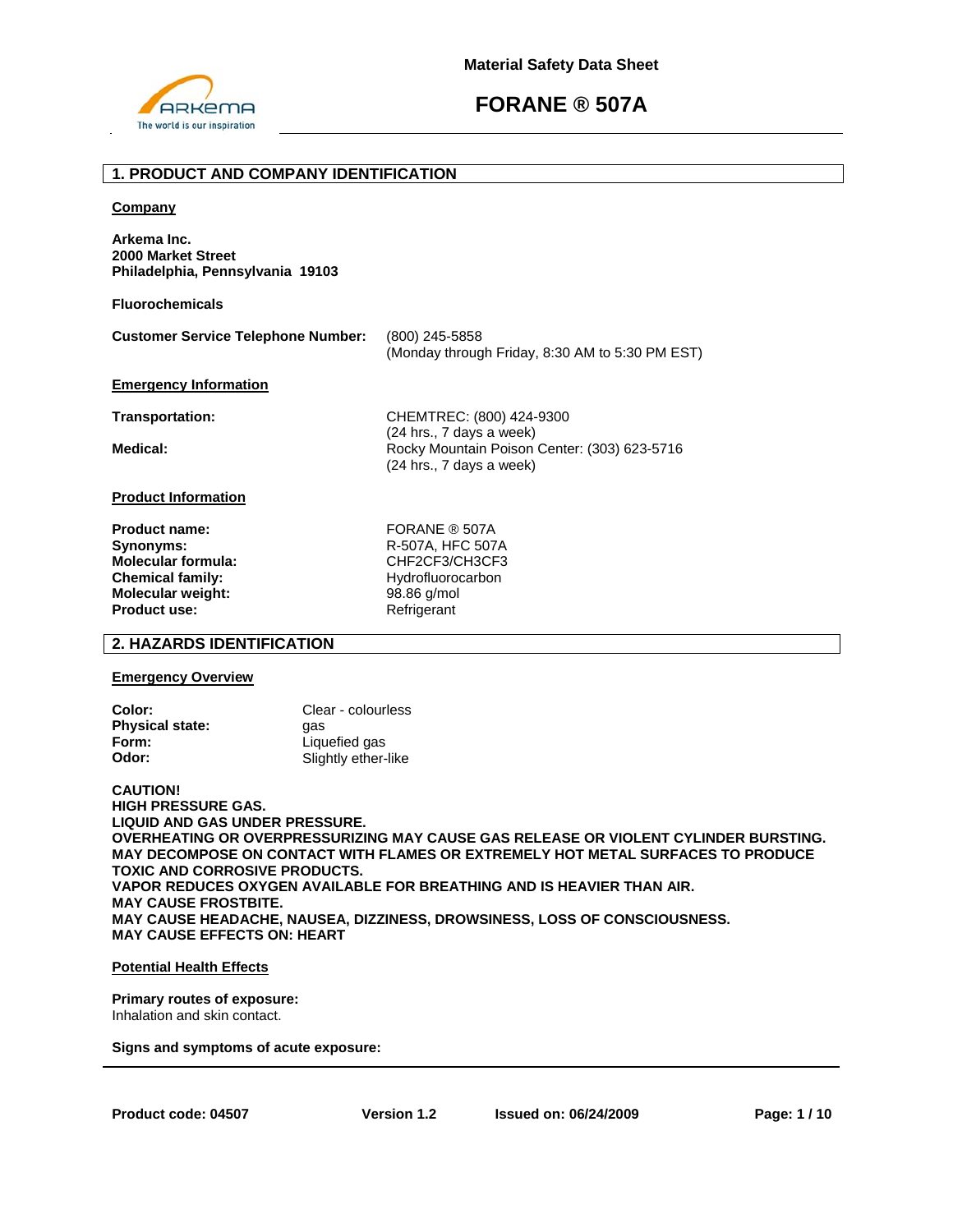Material Safety Data Sheet

# FORANE ® 507A

## 1. PRODUCT AND COMPANY IDENTIFICATION

**Company**

**Arkema Inc.**
**2000 Market Street**
**Philadelphia, Pennsylvania 19103**

**Fluorochemicals**

| | |
|---|---|
| **Customer Service Telephone Number:** | (800) 245-5858 (Monday through Friday, 8:30 AM to 5:30 PM EST) |

**Emergency Information**

| | |
|---|---|
| **Transportation:** | CHEMTREC: (800) 424-9300 (24 hrs., 7 days a week) |
| **Medical:** | Rocky Mountain Poison Center: (303) 623-5716 (24 hrs., 7 days a week) |

**Product Information**

| | |
|---|---|
| **Product name:** | FORANE ® 507A |
| **Synonyms:** | R-507A, HFC 507A |
| **Molecular formula:** | $CHF_2CF_3/CH_3CF_3$ |
| **Chemical family:** | Hydrofluorocarbon |
| **Molecular weight:** | 98.86 g/mol |
| **Product use:** | Refrigerant |

## 2. HAZARDS IDENTIFICATION

**Emergency Overview**

| | |
|---|---|
| **Color:** | Clear - colourless |
| **Physical state:** | gas |
| **Form:** | Liquefied gas |
| **Odor:** | Slightly ether-like |

**CAUTION!**
**HIGH PRESSURE GAS.**
**LIQUID AND GAS UNDER PRESSURE.**
**OVERHEATING OR OVERPRESSURIZING MAY CAUSE GAS RELEASE OR VIOLENT CYLINDER BURSTING.**
**MAY DECOMPOSE ON CONTACT WITH FLAMES OR EXTREMELY HOT METAL SURFACES TO PRODUCE TOXIC AND CORROSIVE PRODUCTS.**
**VAPOR REDUCES OXYGEN AVAILABLE FOR BREATHING AND IS HEAVIER THAN AIR.**
**MAY CAUSE FROSTBITE.**
**MAY CAUSE HEADACHE, NAUSEA, DIZZINESS, DROWSINESS, LOSS OF CONSCIOUSNESS.**
**MAY CAUSE EFFECTS ON: HEART**

**Potential Health Effects**

**Primary routes of exposure:**
Inhalation and skin contact.

**Signs and symptoms of acute exposure:**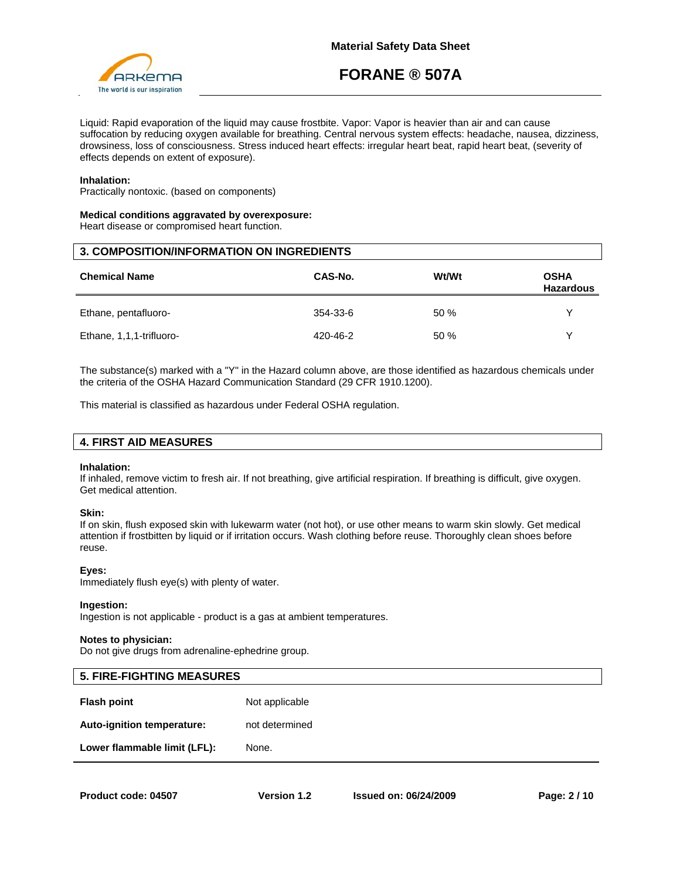Liquid: Rapid evaporation of the liquid may cause frostbite. Vapor: Vapor is heavier than air and can cause suffocation by reducing oxygen available for breathing. Central nervous system effects: headache, nausea, dizziness, drowsiness, loss of consciousness. Stress induced heart effects: irregular heart beat, rapid heart beat, (severity of effects depends on extent of exposure).

**Inhalation:**
Practically nontoxic. (based on components)

**Medical conditions aggravated by overexposure:**
Heart disease or compromised heart function.

## 3. COMPOSITION/INFORMATION ON INGREDIENTS

| Chemical Name | CAS-No. | Wt/Wt | OSHA Hazardous |
|---|---|---|---|
| Ethane, pentafluoro- | 354-33-6 | 50 % | Y |
| Ethane, 1,1,1-trifluoro- | 420-46-2 | 50 % | Y |

The substance(s) marked with a "Y" in the Hazard column above, are those identified as hazardous chemicals under the criteria of the OSHA Hazard Communication Standard (29 CFR 1910.1200).

This material is classified as hazardous under Federal OSHA regulation.

## 4. FIRST AID MEASURES

**Inhalation:**
If inhaled, remove victim to fresh air. If not breathing, give artificial respiration. If breathing is difficult, give oxygen. Get medical attention.

**Skin:**
If on skin, flush exposed skin with lukewarm water (not hot), or use other means to warm skin slowly. Get medical attention if frostbitten by liquid or if irritation occurs. Wash clothing before reuse. Thoroughly clean shoes before reuse.

**Eyes:**
Immediately flush eye(s) with plenty of water.

**Ingestion:**
Ingestion is not applicable - product is a gas at ambient temperatures.

**Notes to physician:**
Do not give drugs from adrenaline-ephedrine group.

## 5. FIRE-FIGHTING MEASURES

| | |
|---|---|
| **Flash point** | Not applicable |
| **Auto-ignition temperature:** | not determined |
| **Lower flammable limit (LFL):** | None. |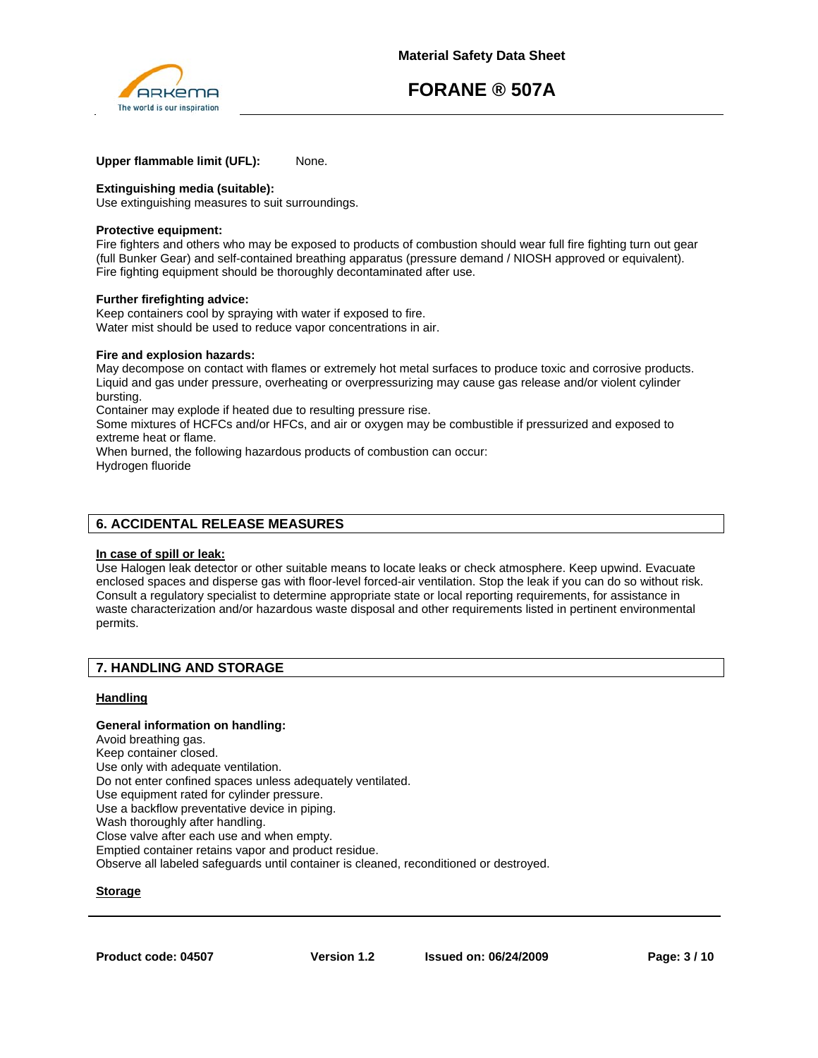**Upper flammable limit (UFL):** None.

**Extinguishing media (suitable):**
Use extinguishing measures to suit surroundings.

**Protective equipment:**
Fire fighters and others who may be exposed to products of combustion should wear full fire fighting turn out gear (full Bunker Gear) and self-contained breathing apparatus (pressure demand / NIOSH approved or equivalent).
Fire fighting equipment should be thoroughly decontaminated after use.

**Further firefighting advice:**
Keep containers cool by spraying with water if exposed to fire.
Water mist should be used to reduce vapor concentrations in air.

**Fire and explosion hazards:**
May decompose on contact with flames or extremely hot metal surfaces to produce toxic and corrosive products.
Liquid and gas under pressure, overheating or overpressurizing may cause gas release and/or violent cylinder bursting.
Container may explode if heated due to resulting pressure rise.
Some mixtures of HCFCs and/or HFCs, and air or oxygen may be combustible if pressurized and exposed to extreme heat or flame.
When burned, the following hazardous products of combustion can occur:
Hydrogen fluoride

## 6. ACCIDENTAL RELEASE MEASURES

**In case of spill or leak:**
Use Halogen leak detector or other suitable means to locate leaks or check atmosphere. Keep upwind. Evacuate enclosed spaces and disperse gas with floor-level forced-air ventilation. Stop the leak if you can do so without risk. Consult a regulatory specialist to determine appropriate state or local reporting requirements, for assistance in waste characterization and/or hazardous waste disposal and other requirements listed in pertinent environmental permits.

## 7. HANDLING AND STORAGE

**Handling**

**General information on handling:**
Avoid breathing gas.
Keep container closed.
Use only with adequate ventilation.
Do not enter confined spaces unless adequately ventilated.
Use equipment rated for cylinder pressure.
Use a backflow preventative device in piping.
Wash thoroughly after handling.
Close valve after each use and when empty.
Emptied container retains vapor and product residue.
Observe all labeled safeguards until container is cleaned, reconditioned or destroyed.

**Storage**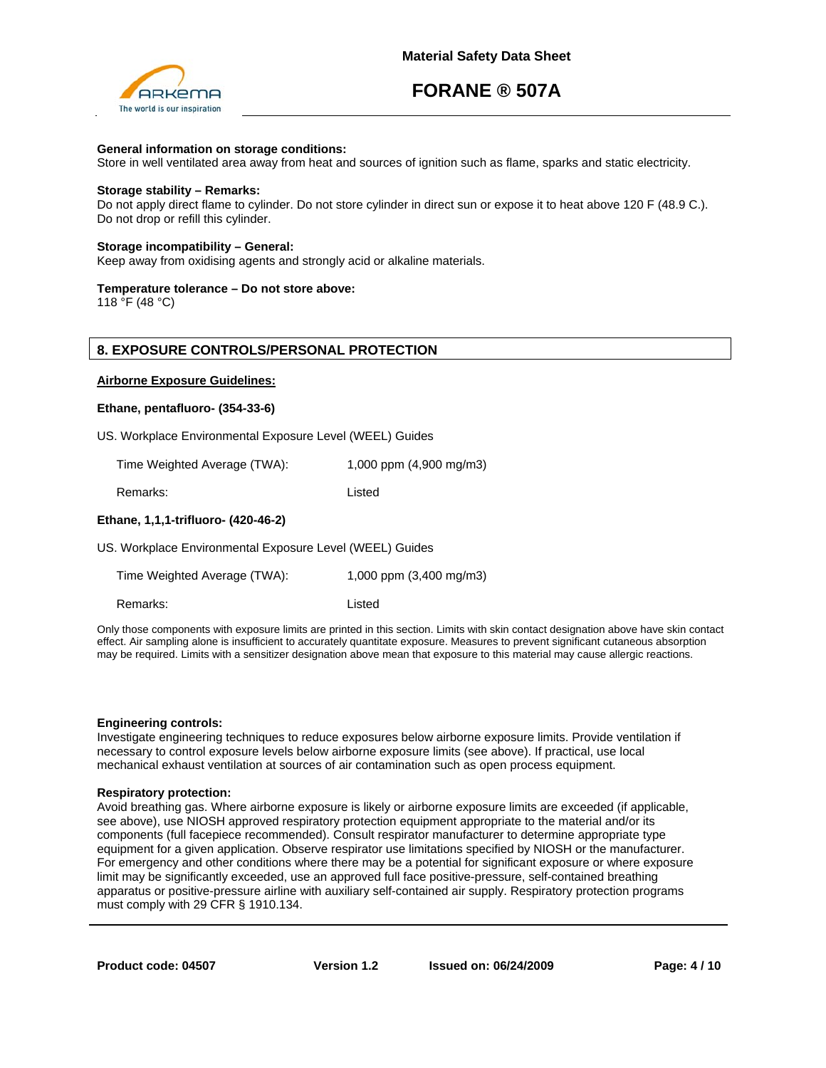**General information on storage conditions:**
Store in well ventilated area away from heat and sources of ignition such as flame, sparks and static electricity.

**Storage stability – Remarks:**
Do not apply direct flame to cylinder. Do not store cylinder in direct sun or expose it to heat above 120 F (48.9 C.). Do not drop or refill this cylinder.

**Storage incompatibility – General:**
Keep away from oxidising agents and strongly acid or alkaline materials.

**Temperature tolerance – Do not store above:**
118 °F (48 °C)

## 8. EXPOSURE CONTROLS/PERSONAL PROTECTION

**Airborne Exposure Guidelines:**

**Ethane, pentafluoro- (354-33-6)**

US. Workplace Environmental Exposure Level (WEEL) Guides

| | |
|---|---|
| Time Weighted Average (TWA): | 1,000 ppm (4,900 mg/m3) |
| Remarks: | Listed |

**Ethane, 1,1,1-trifluoro- (420-46-2)**

US. Workplace Environmental Exposure Level (WEEL) Guides

| | |
|---|---|
| Time Weighted Average (TWA): | 1,000 ppm (3,400 mg/m3) |
| Remarks: | Listed |

Only those components with exposure limits are printed in this section. Limits with skin contact designation above have skin contact effect. Air sampling alone is insufficient to accurately quantitate exposure. Measures to prevent significant cutaneous absorption may be required. Limits with a sensitizer designation above mean that exposure to this material may cause allergic reactions.

**Engineering controls:**
Investigate engineering techniques to reduce exposures below airborne exposure limits. Provide ventilation if necessary to control exposure levels below airborne exposure limits (see above). If practical, use local mechanical exhaust ventilation at sources of air contamination such as open process equipment.

**Respiratory protection:**
Avoid breathing gas. Where airborne exposure is likely or airborne exposure limits are exceeded (if applicable, see above), use NIOSH approved respiratory protection equipment appropriate to the material and/or its components (full facepiece recommended). Consult respirator manufacturer to determine appropriate type equipment for a given application. Observe respirator use limitations specified by NIOSH or the manufacturer. For emergency and other conditions where there may be a potential for significant exposure or where exposure limit may be significantly exceeded, use an approved full face positive-pressure, self-contained breathing apparatus or positive-pressure airline with auxiliary self-contained air supply. Respiratory protection programs must comply with 29 CFR § 1910.134.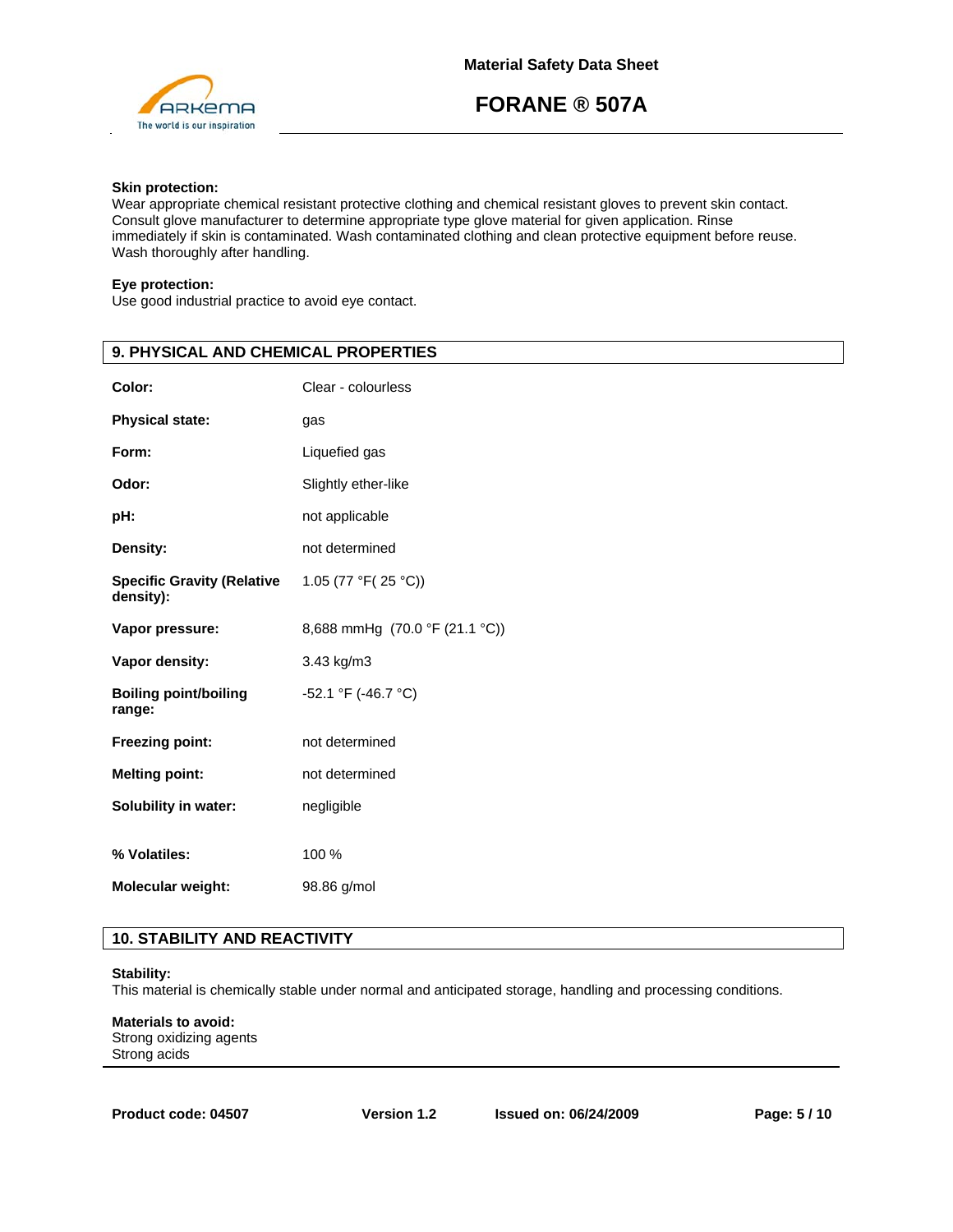**Skin protection:**
Wear appropriate chemical resistant protective clothing and chemical resistant gloves to prevent skin contact. Consult glove manufacturer to determine appropriate type glove material for given application. Rinse immediately if skin is contaminated. Wash contaminated clothing and clean protective equipment before reuse. Wash thoroughly after handling.

**Eye protection:**
Use good industrial practice to avoid eye contact.

## 9. PHYSICAL AND CHEMICAL PROPERTIES

| | |
|---|---|
| **Color:** | Clear - colourless |
| **Physical state:** | gas |
| **Form:** | Liquefied gas |
| **Odor:** | Slightly ether-like |
| **pH:** | not applicable |
| **Density:** | not determined |
| **Specific Gravity (Relative density):** | 1.05 (77 °F( 25 °C)) |
| **Vapor pressure:** | 8,688 mmHg (70.0 °F (21.1 °C)) |
| **Vapor density:** | 3.43 kg/m3 |
| **Boiling point/boiling range:** | -52.1 °F (-46.7 °C) |
| **Freezing point:** | not determined |
| **Melting point:** | not determined |
| **Solubility in water:** | negligible |
| **% Volatiles:** | 100 % |
| **Molecular weight:** | 98.86 g/mol |

## 10. STABILITY AND REACTIVITY

**Stability:**
This material is chemically stable under normal and anticipated storage, handling and processing conditions.

**Materials to avoid:**
Strong oxidizing agents
Strong acids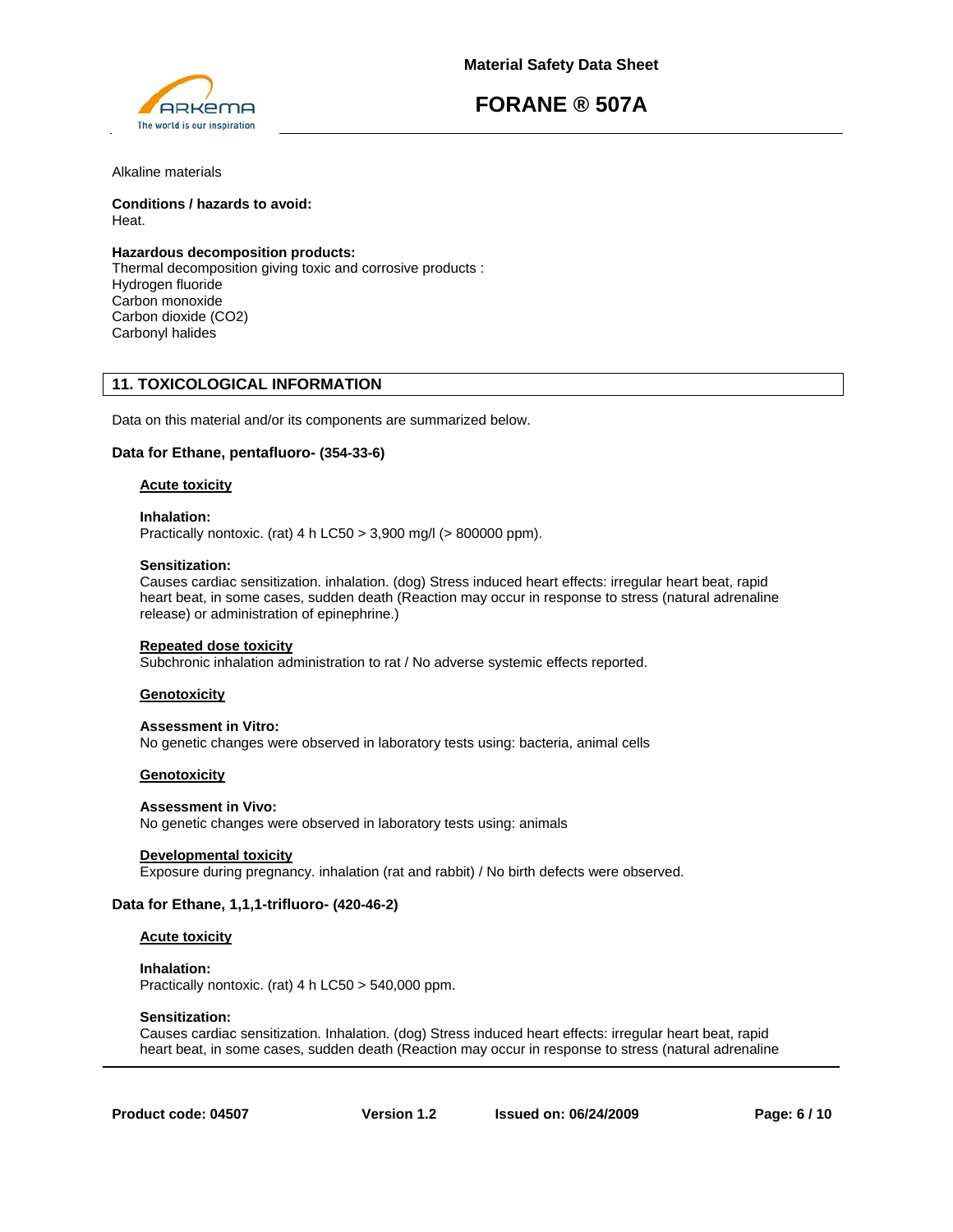Alkaline materials

**Conditions / hazards to avoid:**
Heat.

**Hazardous decomposition products:**
Thermal decomposition giving toxic and corrosive products :
Hydrogen fluoride
Carbon monoxide
Carbon dioxide ($CO_2$)
Carbonyl halides

## 11. TOXICOLOGICAL INFORMATION

Data on this material and/or its components are summarized below.

### Data for Ethane, pentafluoro- (354-33-6)

**Acute toxicity**

**Inhalation:**
Practically nontoxic. (rat) 4 h LC50 > 3,900 mg/l (> 800000 ppm).

**Sensitization:**
Causes cardiac sensitization. inhalation. (dog) Stress induced heart effects: irregular heart beat, rapid heart beat, in some cases, sudden death (Reaction may occur in response to stress (natural adrenaline release) or administration of epinephrine.)

**Repeated dose toxicity**
Subchronic inhalation administration to rat / No adverse systemic effects reported.

**Genotoxicity**

**Assessment in Vitro:**
No genetic changes were observed in laboratory tests using: bacteria, animal cells

**Genotoxicity**

**Assessment in Vivo:**
No genetic changes were observed in laboratory tests using: animals

**Developmental toxicity**
Exposure during pregnancy. inhalation (rat and rabbit) / No birth defects were observed.

### Data for Ethane, 1,1,1-trifluoro- (420-46-2)

**Acute toxicity**

**Inhalation:**
Practically nontoxic. (rat) 4 h LC50 > 540,000 ppm.

**Sensitization:**
Causes cardiac sensitization. Inhalation. (dog) Stress induced heart effects: irregular heart beat, rapid heart beat, in some cases, sudden death (Reaction may occur in response to stress (natural adrenaline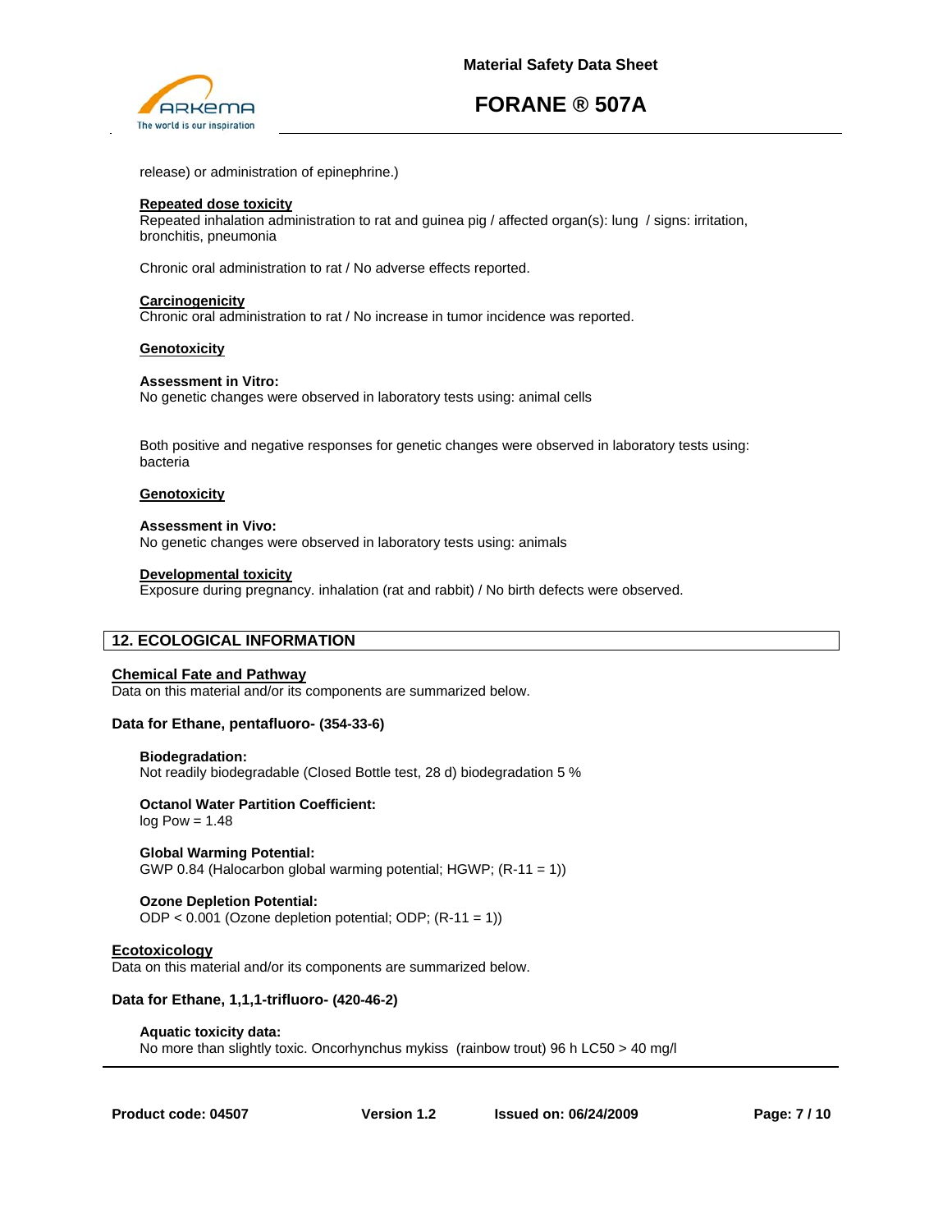release) or administration of epinephrine.)

**Repeated dose toxicity**
Repeated inhalation administration to rat and guinea pig / affected organ(s): lung / signs: irritation, bronchitis, pneumonia

Chronic oral administration to rat / No adverse effects reported.

**Carcinogenicity**
Chronic oral administration to rat / No increase in tumor incidence was reported.

**Genotoxicity**

**Assessment in Vitro:**
No genetic changes were observed in laboratory tests using: animal cells

Both positive and negative responses for genetic changes were observed in laboratory tests using: bacteria

**Genotoxicity**

**Assessment in Vivo:**
No genetic changes were observed in laboratory tests using: animals

**Developmental toxicity**
Exposure during pregnancy. inhalation (rat and rabbit) / No birth defects were observed.

## 12. ECOLOGICAL INFORMATION

**Chemical Fate and Pathway**
Data on this material and/or its components are summarized below.

**Data for Ethane, pentafluoro- (354-33-6)**

**Biodegradation:**
Not readily biodegradable (Closed Bottle test, 28 d) biodegradation 5 %

**Octanol Water Partition Coefficient:**
log Pow = 1.48

**Global Warming Potential:**
GWP 0.84 (Halocarbon global warming potential; HGWP; (R-11 = 1))

**Ozone Depletion Potential:**
ODP < 0.001 (Ozone depletion potential; ODP; (R-11 = 1))

**Ecotoxicology**
Data on this material and/or its components are summarized below.

**Data for Ethane, 1,1,1-trifluoro- (420-46-2)**

**Aquatic toxicity data:**
No more than slightly toxic. Oncorhynchus mykiss (rainbow trout) 96 h LC50 > 40 mg/l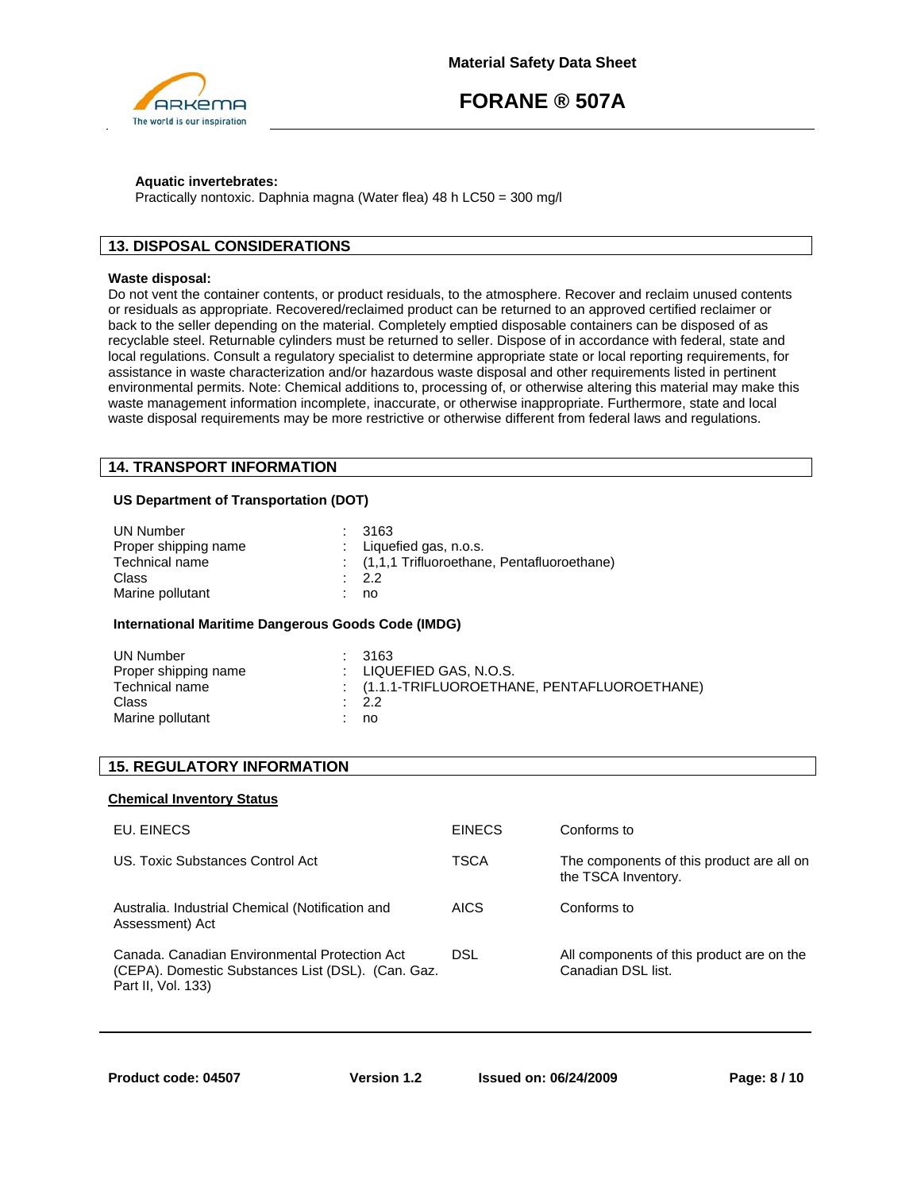**Aquatic invertebrates:**
Practically nontoxic. Daphnia magna (Water flea) 48 h LC50 = 300 mg/l

## 13. DISPOSAL CONSIDERATIONS

**Waste disposal:**
Do not vent the container contents, or product residuals, to the atmosphere. Recover and reclaim unused contents or residuals as appropriate. Recovered/reclaimed product can be returned to an approved certified reclaimer or back to the seller depending on the material. Completely emptied disposable containers can be disposed of as recyclable steel. Returnable cylinders must be returned to seller. Dispose of in accordance with federal, state and local regulations. Consult a regulatory specialist to determine appropriate state or local reporting requirements, for assistance in waste characterization and/or hazardous waste disposal and other requirements listed in pertinent environmental permits. Note: Chemical additions to, processing of, or otherwise altering this material may make this waste management information incomplete, inaccurate, or otherwise inappropriate. Furthermore, state and local waste disposal requirements may be more restrictive or otherwise different from federal laws and regulations.

## 14. TRANSPORT INFORMATION

**US Department of Transportation (DOT)**

| | |
|---|---|
| UN Number | : 3163 |
| Proper shipping name | : Liquefied gas, n.o.s. |
| Technical name | : (1,1,1 Trifluoroethane, Pentafluoroethane) |
| Class | : 2.2 |
| Marine pollutant | : no |

**International Maritime Dangerous Goods Code (IMDG)**

| | |
|---|---|
| UN Number | : 3163 |
| Proper shipping name | : LIQUEFIED GAS, N.O.S. |
| Technical name | : (1.1.1-TRIFLUOROETHANE, PENTAFLUOROETHANE) |
| Class | : 2.2 |
| Marine pollutant | : no |

## 15. REGULATORY INFORMATION

**Chemical Inventory Status**

| | | |
|---|---|---|
| EU. EINECS | EINECS | Conforms to |
| US. Toxic Substances Control Act | TSCA | The components of this product are all on the TSCA Inventory. |
| Australia. Industrial Chemical (Notification and Assessment) Act | AICS | Conforms to |
| Canada. Canadian Environmental Protection Act (CEPA). Domestic Substances List (DSL). (Can. Gaz. Part II, Vol. 133) | DSL | All components of this product are on the Canadian DSL list. |

Product code: 04507 | Version 1.2 | Issued on: 06/24/2009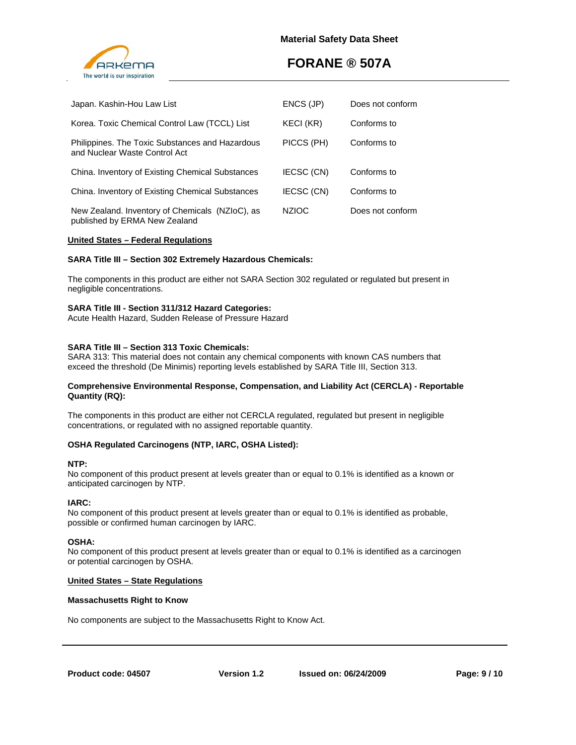| | | |
|---|---|---|
| Japan. Kashin-Hou Law List | ENCS (JP) | Does not conform |
| Korea. Toxic Chemical Control Law (TCCL) List | KECI (KR) | Conforms to |
| Philippines. The Toxic Substances and Hazardous and Nuclear Waste Control Act | PICCS (PH) | Conforms to |
| China. Inventory of Existing Chemical Substances | IECSC (CN) | Conforms to |
| China. Inventory of Existing Chemical Substances | IECSC (CN) | Conforms to |
| New Zealand. Inventory of Chemicals (NZIoC), as published by ERMA New Zealand | NZIOC | Does not conform |

**United States – Federal Regulations**

**SARA Title III – Section 302 Extremely Hazardous Chemicals:**

The components in this product are either not SARA Section 302 regulated or regulated but present in negligible concentrations.

**SARA Title III - Section 311/312 Hazard Categories:**
Acute Health Hazard, Sudden Release of Pressure Hazard

**SARA Title III – Section 313 Toxic Chemicals:**
SARA 313: This material does not contain any chemical components with known CAS numbers that exceed the threshold (De Minimis) reporting levels established by SARA Title III, Section 313.

**Comprehensive Environmental Response, Compensation, and Liability Act (CERCLA) - Reportable Quantity (RQ):**

The components in this product are either not CERCLA regulated, regulated but present in negligible concentrations, or regulated with no assigned reportable quantity.

**OSHA Regulated Carcinogens (NTP, IARC, OSHA Listed):**

**NTP:**
No component of this product present at levels greater than or equal to 0.1% is identified as a known or anticipated carcinogen by NTP.

**IARC:**
No component of this product present at levels greater than or equal to 0.1% is identified as probable, possible or confirmed human carcinogen by IARC.

**OSHA:**
No component of this product present at levels greater than or equal to 0.1% is identified as a carcinogen or potential carcinogen by OSHA.

**United States – State Regulations**

**Massachusetts Right to Know**

No components are subject to the Massachusetts Right to Know Act.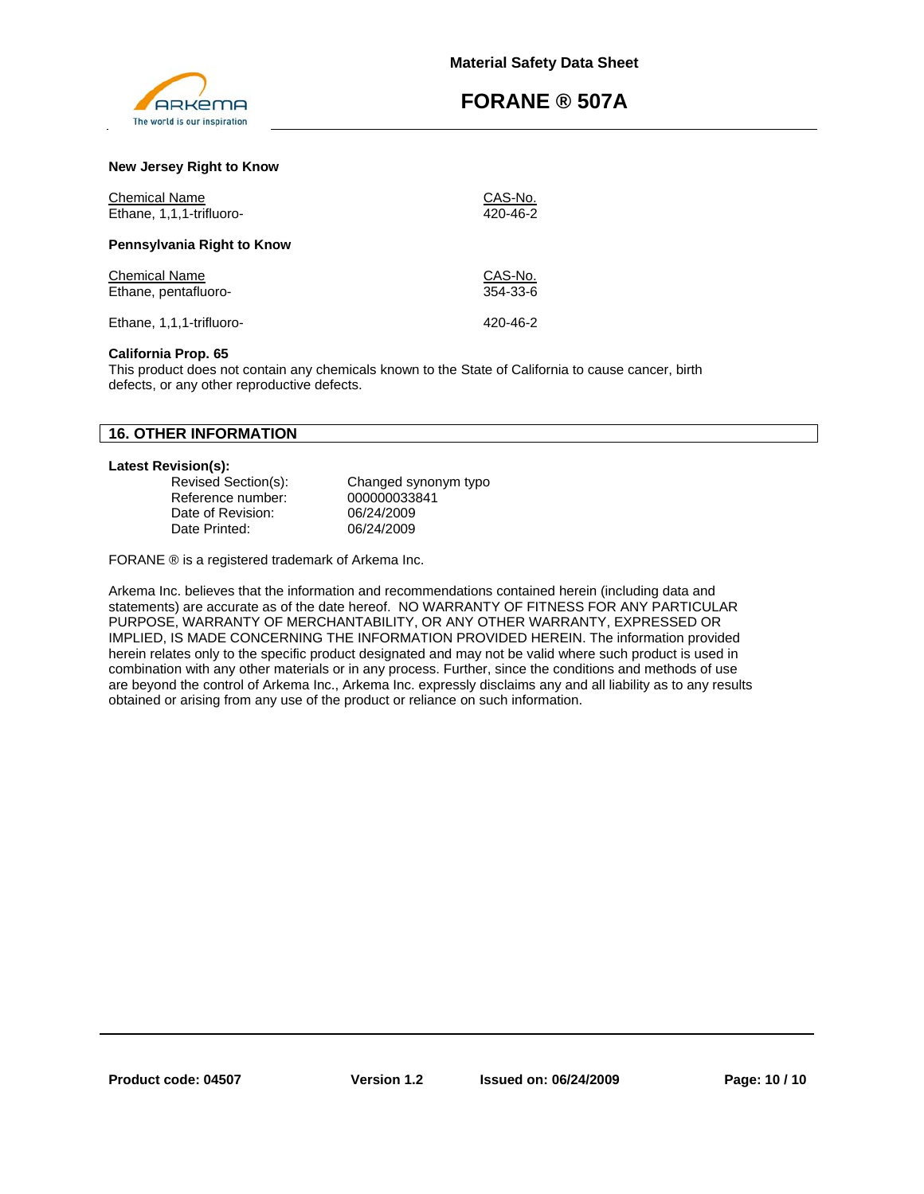**New Jersey Right to Know**

| Chemical Name | CAS-No. |
|---|---|
| Ethane, 1,1,1-trifluoro- | 420-46-2 |

**Pennsylvania Right to Know**

| Chemical Name | CAS-No. |
|---|---|
| Ethane, pentafluoro- | 354-33-6 |
| Ethane, 1,1,1-trifluoro- | 420-46-2 |

**California Prop. 65**

This product does not contain any chemicals known to the State of California to cause cancer, birth defects, or any other reproductive defects.

## 16. OTHER INFORMATION

**Latest Revision(s):**

| | |
|---|---|
| Revised Section(s): | Changed synonym typo |
| Reference number: | 000000033841 |
| Date of Revision: | 06/24/2009 |
| Date Printed: | 06/24/2009 |

FORANE ® is a registered trademark of Arkema Inc.

Arkema Inc. believes that the information and recommendations contained herein (including data and statements) are accurate as of the date hereof. NO WARRANTY OF FITNESS FOR ANY PARTICULAR PURPOSE, WARRANTY OF MERCHANTABILITY, OR ANY OTHER WARRANTY, EXPRESSED OR IMPLIED, IS MADE CONCERNING THE INFORMATION PROVIDED HEREIN. The information provided herein relates only to the specific product designated and may not be valid where such product is used in combination with any other materials or in any process. Further, since the conditions and methods of use are beyond the control of Arkema Inc., Arkema Inc. expressly disclaims any and all liability as to any results obtained or arising from any use of the product or reliance on such information.